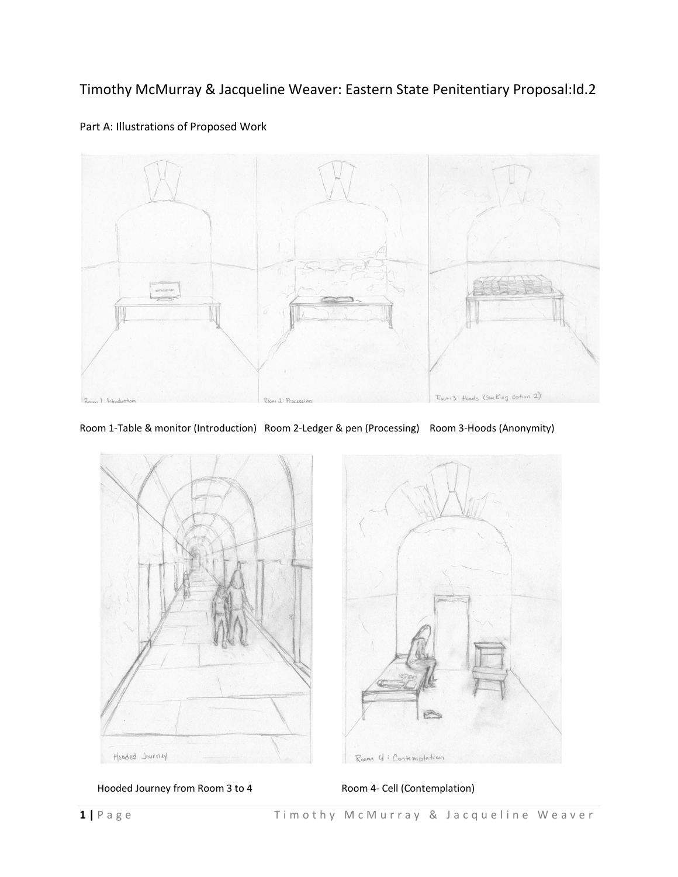# Timothy McMurray & Jacqueline Weaver: Eastern State Penitentiary Proposal:Id.2

## Part A: Illustrations of Proposed Work

Room 1-Table & monitor (Introduction) Room 2-Ledger & pen (Processing) Room 3-Hoods (Anonymity)

Hooded Journey from Room 3 to 4

Room 4- Cell (Contemplation)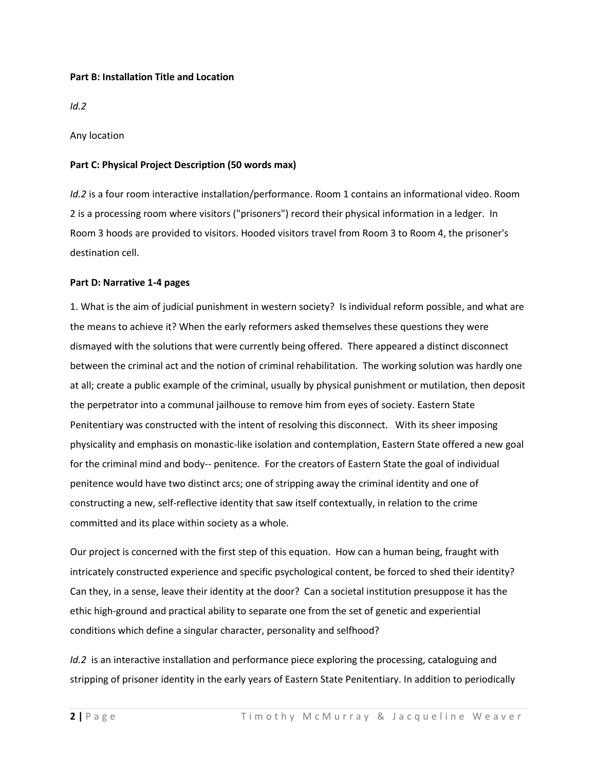**Part B: Installation Title and Location**

*Id.2*

Any location

**Part C: Physical Project Description (50 words max)**

*Id.2* is a four room interactive installation/performance. Room 1 contains an informational video. Room 2 is a processing room where visitors ("prisoners") record their physical information in a ledger. In Room 3 hoods are provided to visitors. Hooded visitors travel from Room 3 to Room 4, the prisoner's destination cell.

**Part D: Narrative 1-4 pages**

1. What is the aim of judicial punishment in western society? Is individual reform possible, and what are the means to achieve it? When the early reformers asked themselves these questions they were dismayed with the solutions that were currently being offered. There appeared a distinct disconnect between the criminal act and the notion of criminal rehabilitation. The working solution was hardly one at all; create a public example of the criminal, usually by physical punishment or mutilation, then deposit the perpetrator into a communal jailhouse to remove him from eyes of society. Eastern State Penitentiary was constructed with the intent of resolving this disconnect. With its sheer imposing physicality and emphasis on monastic-like isolation and contemplation, Eastern State offered a new goal for the criminal mind and body-- penitence. For the creators of Eastern State the goal of individual penitence would have two distinct arcs; one of stripping away the criminal identity and one of constructing a new, self-reflective identity that saw itself contextually, in relation to the crime committed and its place within society as a whole.

Our project is concerned with the first step of this equation. How can a human being, fraught with intricately constructed experience and specific psychological content, be forced to shed their identity? Can they, in a sense, leave their identity at the door? Can a societal institution presuppose it has the ethic high-ground and practical ability to separate one from the set of genetic and experiential conditions which define a singular character, personality and selfhood?

*Id.2* is an interactive installation and performance piece exploring the processing, cataloguing and stripping of prisoner identity in the early years of Eastern State Penitentiary. In addition to periodically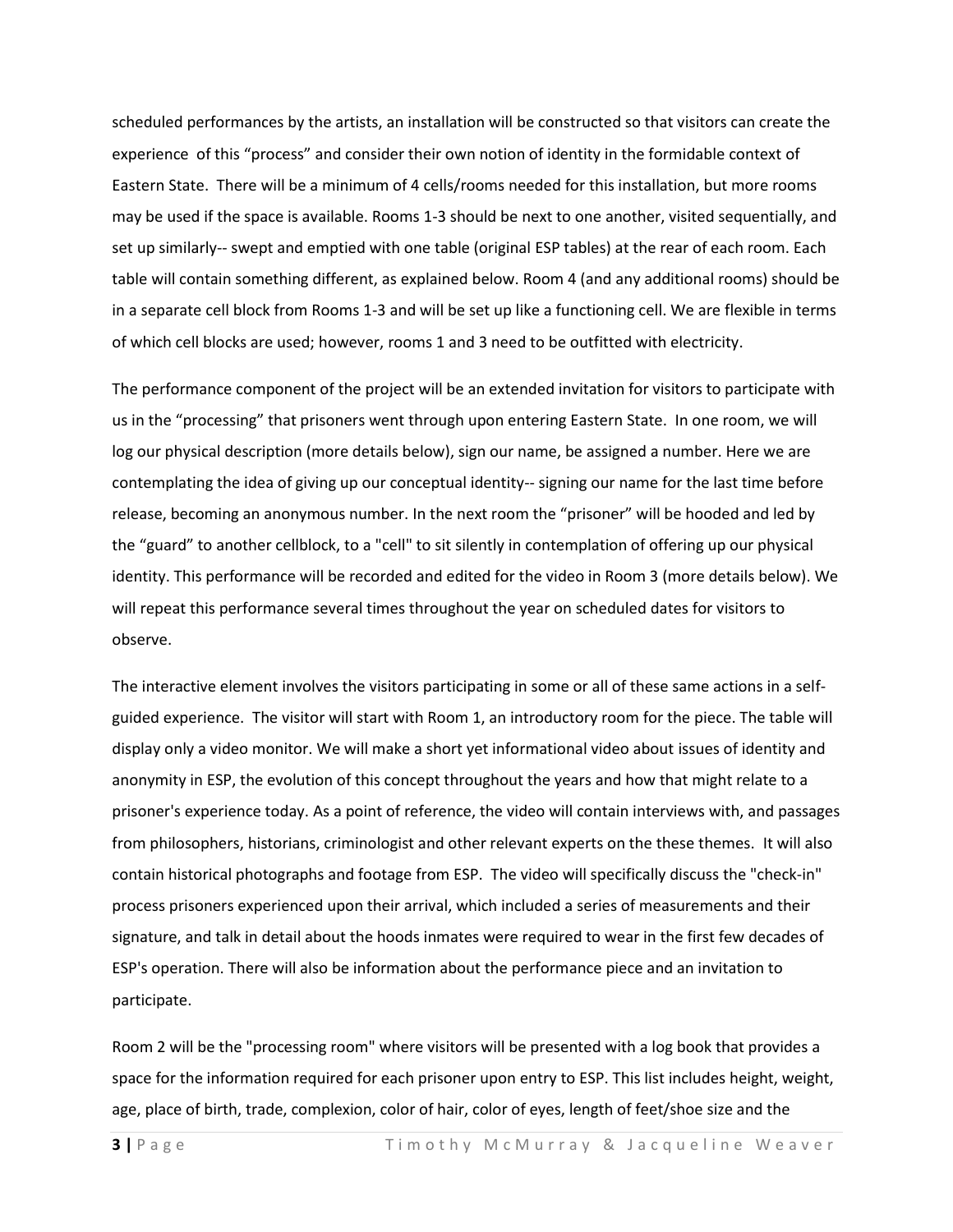scheduled performances by the artists, an installation will be constructed so that visitors can create the experience of this "process" and consider their own notion of identity in the formidable context of Eastern State. There will be a minimum of 4 cells/rooms needed for this installation, but more rooms may be used if the space is available. Rooms 1-3 should be next to one another, visited sequentially, and set up similarly-- swept and emptied with one table (original ESP tables) at the rear of each room. Each table will contain something different, as explained below. Room 4 (and any additional rooms) should be in a separate cell block from Rooms 1-3 and will be set up like a functioning cell. We are flexible in terms of which cell blocks are used; however, rooms 1 and 3 need to be outfitted with electricity.

The performance component of the project will be an extended invitation for visitors to participate with us in the "processing" that prisoners went through upon entering Eastern State. In one room, we will log our physical description (more details below), sign our name, be assigned a number. Here we are contemplating the idea of giving up our conceptual identity-- signing our name for the last time before release, becoming an anonymous number. In the next room the "prisoner" will be hooded and led by the "guard" to another cellblock, to a "cell" to sit silently in contemplation of offering up our physical identity. This performance will be recorded and edited for the video in Room 3 (more details below). We will repeat this performance several times throughout the year on scheduled dates for visitors to observe.

The interactive element involves the visitors participating in some or all of these same actions in a self-guided experience. The visitor will start with Room 1, an introductory room for the piece. The table will display only a video monitor. We will make a short yet informational video about issues of identity and anonymity in ESP, the evolution of this concept throughout the years and how that might relate to a prisoner's experience today. As a point of reference, the video will contain interviews with, and passages from philosophers, historians, criminologist and other relevant experts on the these themes. It will also contain historical photographs and footage from ESP. The video will specifically discuss the "check-in" process prisoners experienced upon their arrival, which included a series of measurements and their signature, and talk in detail about the hoods inmates were required to wear in the first few decades of ESP's operation. There will also be information about the performance piece and an invitation to participate.

Room 2 will be the "processing room" where visitors will be presented with a log book that provides a space for the information required for each prisoner upon entry to ESP. This list includes height, weight, age, place of birth, trade, complexion, color of hair, color of eyes, length of feet/shoe size and the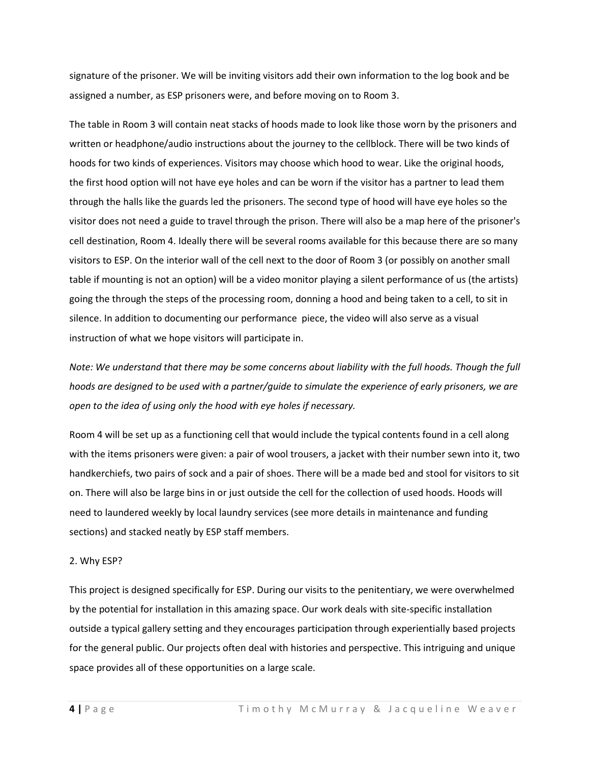signature of the prisoner. We will be inviting visitors add their own information to the log book and be assigned a number, as ESP prisoners were, and before moving on to Room 3.

The table in Room 3 will contain neat stacks of hoods made to look like those worn by the prisoners and written or headphone/audio instructions about the journey to the cellblock. There will be two kinds of hoods for two kinds of experiences. Visitors may choose which hood to wear. Like the original hoods, the first hood option will not have eye holes and can be worn if the visitor has a partner to lead them through the halls like the guards led the prisoners. The second type of hood will have eye holes so the visitor does not need a guide to travel through the prison. There will also be a map here of the prisoner's cell destination, Room 4. Ideally there will be several rooms available for this because there are so many visitors to ESP. On the interior wall of the cell next to the door of Room 3 (or possibly on another small table if mounting is not an option) will be a video monitor playing a silent performance of us (the artists) going the through the steps of the processing room, donning a hood and being taken to a cell, to sit in silence. In addition to documenting our performance piece, the video will also serve as a visual instruction of what we hope visitors will participate in.

*Note: We understand that there may be some concerns about liability with the full hoods. Though the full hoods are designed to be used with a partner/guide to simulate the experience of early prisoners, we are open to the idea of using only the hood with eye holes if necessary.*

Room 4 will be set up as a functioning cell that would include the typical contents found in a cell along with the items prisoners were given: a pair of wool trousers, a jacket with their number sewn into it, two handkerchiefs, two pairs of sock and a pair of shoes. There will be a made bed and stool for visitors to sit on. There will also be large bins in or just outside the cell for the collection of used hoods. Hoods will need to laundered weekly by local laundry services (see more details in maintenance and funding sections) and stacked neatly by ESP staff members.

2. Why ESP?

This project is designed specifically for ESP. During our visits to the penitentiary, we were overwhelmed by the potential for installation in this amazing space. Our work deals with site-specific installation outside a typical gallery setting and they encourages participation through experientially based projects for the general public. Our projects often deal with histories and perspective. This intriguing and unique space provides all of these opportunities on a large scale.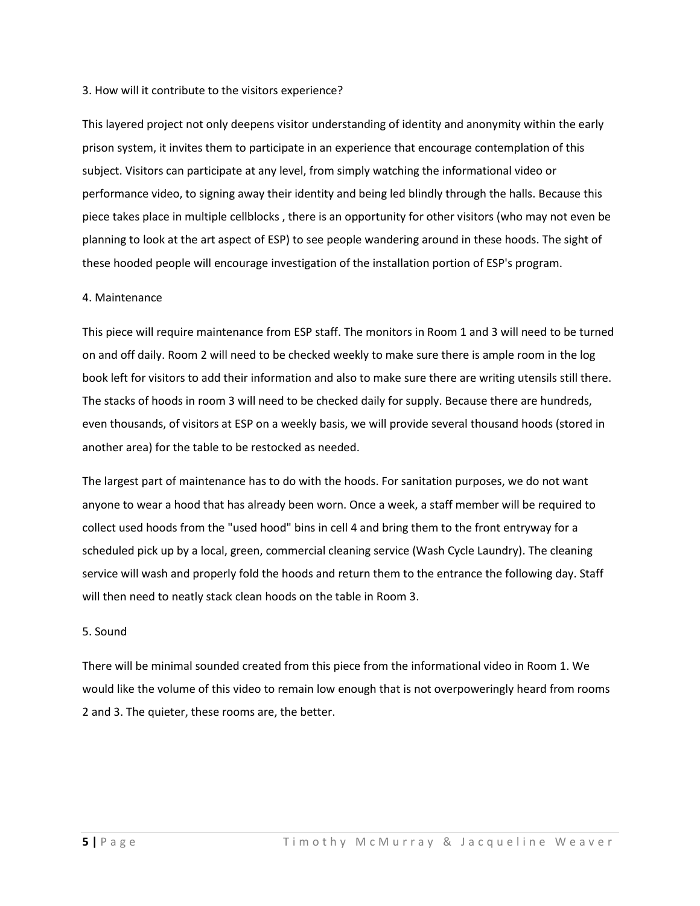3. How will it contribute to the visitors experience?

This layered project not only deepens visitor understanding of identity and anonymity within the early prison system, it invites them to participate in an experience that encourage contemplation of this subject. Visitors can participate at any level, from simply watching the informational video or performance video, to signing away their identity and being led blindly through the halls. Because this piece takes place in multiple cellblocks , there is an opportunity for other visitors (who may not even be planning to look at the art aspect of ESP) to see people wandering around in these hoods. The sight of these hooded people will encourage investigation of the installation portion of ESP's program.

4. Maintenance

This piece will require maintenance from ESP staff. The monitors in Room 1 and 3 will need to be turned on and off daily. Room 2 will need to be checked weekly to make sure there is ample room in the log book left for visitors to add their information and also to make sure there are writing utensils still there. The stacks of hoods in room 3 will need to be checked daily for supply. Because there are hundreds, even thousands, of visitors at ESP on a weekly basis, we will provide several thousand hoods (stored in another area) for the table to be restocked as needed.

The largest part of maintenance has to do with the hoods. For sanitation purposes, we do not want anyone to wear a hood that has already been worn. Once a week, a staff member will be required to collect used hoods from the "used hood" bins in cell 4 and bring them to the front entryway for a scheduled pick up by a local, green, commercial cleaning service (Wash Cycle Laundry). The cleaning service will wash and properly fold the hoods and return them to the entrance the following day. Staff will then need to neatly stack clean hoods on the table in Room 3.

5. Sound

There will be minimal sounded created from this piece from the informational video in Room 1. We would like the volume of this video to remain low enough that is not overpoweringly heard from rooms 2 and 3. The quieter, these rooms are, the better.